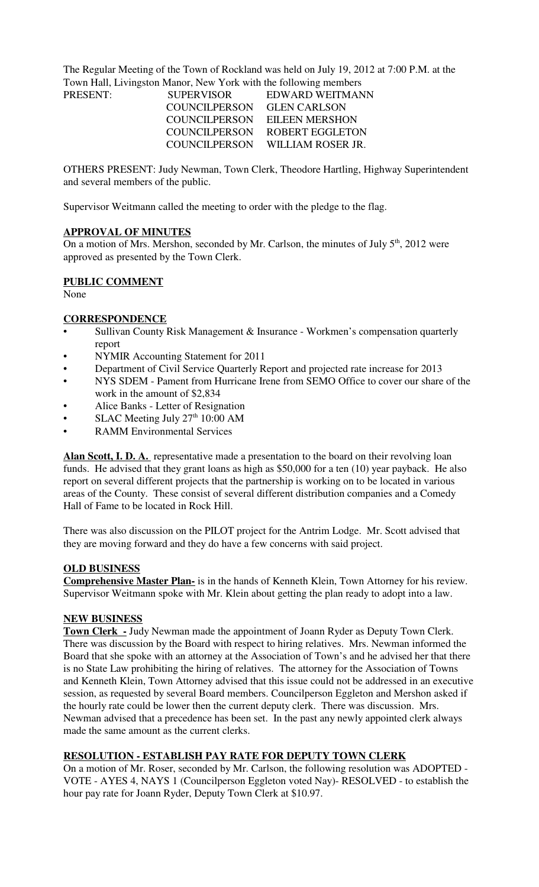The Regular Meeting of the Town of Rockland was held on July 19, 2012 at 7:00 P.M. at the Town Hall, Livingston Manor, New York with the following members

| PRESENT: | SUPERVISOR | EDWARD WEITMANN |
|---|---|---|
| | COUNCILPERSON | GLEN CARLSON |
| | COUNCILPERSON | EILEEN MERSHON |
| | COUNCILPERSON | ROBERT EGGLETON |
| | COUNCILPERSON | WILLIAM ROSER JR. |

OTHERS PRESENT: Judy Newman, Town Clerk, Theodore Hartling, Highway Superintendent and several members of the public.

Supervisor Weitmann called the meeting to order with the pledge to the flag.

**APPROVAL OF MINUTES**

On a motion of Mrs. Mershon, seconded by Mr. Carlson, the minutes of July 5th, 2012 were approved as presented by the Town Clerk.

**PUBLIC COMMENT**

None

**CORRESPONDENCE**

- Sullivan County Risk Management & Insurance - Workmen's compensation quarterly report
- NYMIR Accounting Statement for 2011
- Department of Civil Service Quarterly Report and projected rate increase for 2013
- NYS SDEM - Pament from Hurricane Irene from SEMO Office to cover our share of the work in the amount of $2,834
- Alice Banks - Letter of Resignation
- SLAC Meeting July 27th 10:00 AM
- RAMM Environmental Services

**Alan Scott, I. D. A.** representative made a presentation to the board on their revolving loan funds. He advised that they grant loans as high as $50,000 for a ten (10) year payback. He also report on several different projects that the partnership is working on to be located in various areas of the County. These consist of several different distribution companies and a Comedy Hall of Fame to be located in Rock Hill.

There was also discussion on the PILOT project for the Antrim Lodge. Mr. Scott advised that they are moving forward and they do have a few concerns with said project.

**OLD BUSINESS**

**Comprehensive Master Plan-** is in the hands of Kenneth Klein, Town Attorney for his review. Supervisor Weitmann spoke with Mr. Klein about getting the plan ready to adopt into a law.

**NEW BUSINESS**

**Town Clerk -** Judy Newman made the appointment of Joann Ryder as Deputy Town Clerk. There was discussion by the Board with respect to hiring relatives. Mrs. Newman informed the Board that she spoke with an attorney at the Association of Town's and he advised her that there is no State Law prohibiting the hiring of relatives. The attorney for the Association of Towns and Kenneth Klein, Town Attorney advised that this issue could not be addressed in an executive session, as requested by several Board members. Councilperson Eggleton and Mershon asked if the hourly rate could be lower then the current deputy clerk. There was discussion. Mrs. Newman advised that a precedence has been set. In the past any newly appointed clerk always made the same amount as the current clerks.

**RESOLUTION - ESTABLISH PAY RATE FOR DEPUTY TOWN CLERK**

On a motion of Mr. Roser, seconded by Mr. Carlson, the following resolution was ADOPTED - VOTE - AYES 4, NAYS 1 (Councilperson Eggleton voted Nay)- RESOLVED - to establish the hour pay rate for Joann Ryder, Deputy Town Clerk at $10.97.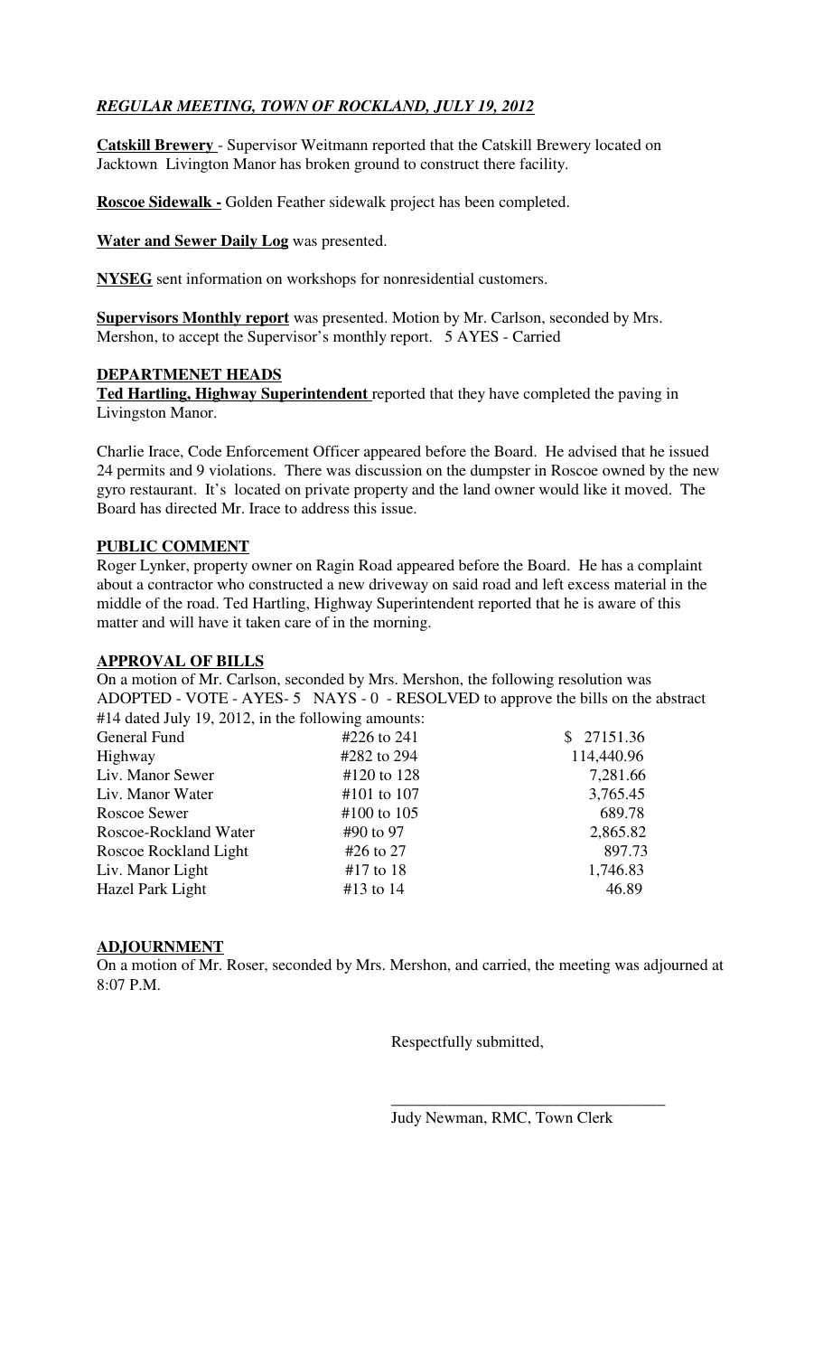***REGULAR MEETING, TOWN OF ROCKLAND, JULY 19, 2012***

**Catskill Brewery** - Supervisor Weitmann reported that the Catskill Brewery located on Jacktown Livington Manor has broken ground to construct there facility.

**Roscoe Sidewalk -** Golden Feather sidewalk project has been completed.

**Water and Sewer Daily Log** was presented.

**NYSEG** sent information on workshops for nonresidential customers.

**Supervisors Monthly report** was presented. Motion by Mr. Carlson, seconded by Mrs. Mershon, to accept the Supervisor's monthly report. 5 AYES - Carried

**DEPARTMENET HEADS**

**Ted Hartling, Highway Superintendent** reported that they have completed the paving in Livingston Manor.

Charlie Irace, Code Enforcement Officer appeared before the Board. He advised that he issued 24 permits and 9 violations. There was discussion on the dumpster in Roscoe owned by the new gyro restaurant. It's located on private property and the land owner would like it moved. The Board has directed Mr. Irace to address this issue.

**PUBLIC COMMENT**

Roger Lynker, property owner on Ragin Road appeared before the Board. He has a complaint about a contractor who constructed a new driveway on said road and left excess material in the middle of the road. Ted Hartling, Highway Superintendent reported that he is aware of this matter and will have it taken care of in the morning.

**APPROVAL OF BILLS**

On a motion of Mr. Carlson, seconded by Mrs. Mershon, the following resolution was ADOPTED - VOTE - AYES- 5 NAYS - 0 - RESOLVED to approve the bills on the abstract #14 dated July 19, 2012, in the following amounts:

| | | |
|---|---|---|
| General Fund | #226 to 241 | $ 27151.36 |
| Highway | #282 to 294 | 114,440.96 |
| Liv. Manor Sewer | #120 to 128 | 7,281.66 |
| Liv. Manor Water | #101 to 107 | 3,765.45 |
| Roscoe Sewer | #100 to 105 | 689.78 |
| Roscoe-Rockland Water | #90 to 97 | 2,865.82 |
| Roscoe Rockland Light | #26 to 27 | 897.73 |
| Liv. Manor Light | #17 to 18 | 1,746.83 |
| Hazel Park Light | #13 to 14 | 46.89 |

**ADJOURNMENT**

On a motion of Mr. Roser, seconded by Mrs. Mershon, and carried, the meeting was adjourned at 8:07 P.M.

Respectfully submitted,

\_\_\_\_\_\_\_\_\_\_\_\_\_\_\_\_\_\_\_\_\_\_\_\_\_\_\_\_\_\_\_\_\_\_

Judy Newman, RMC, Town Clerk